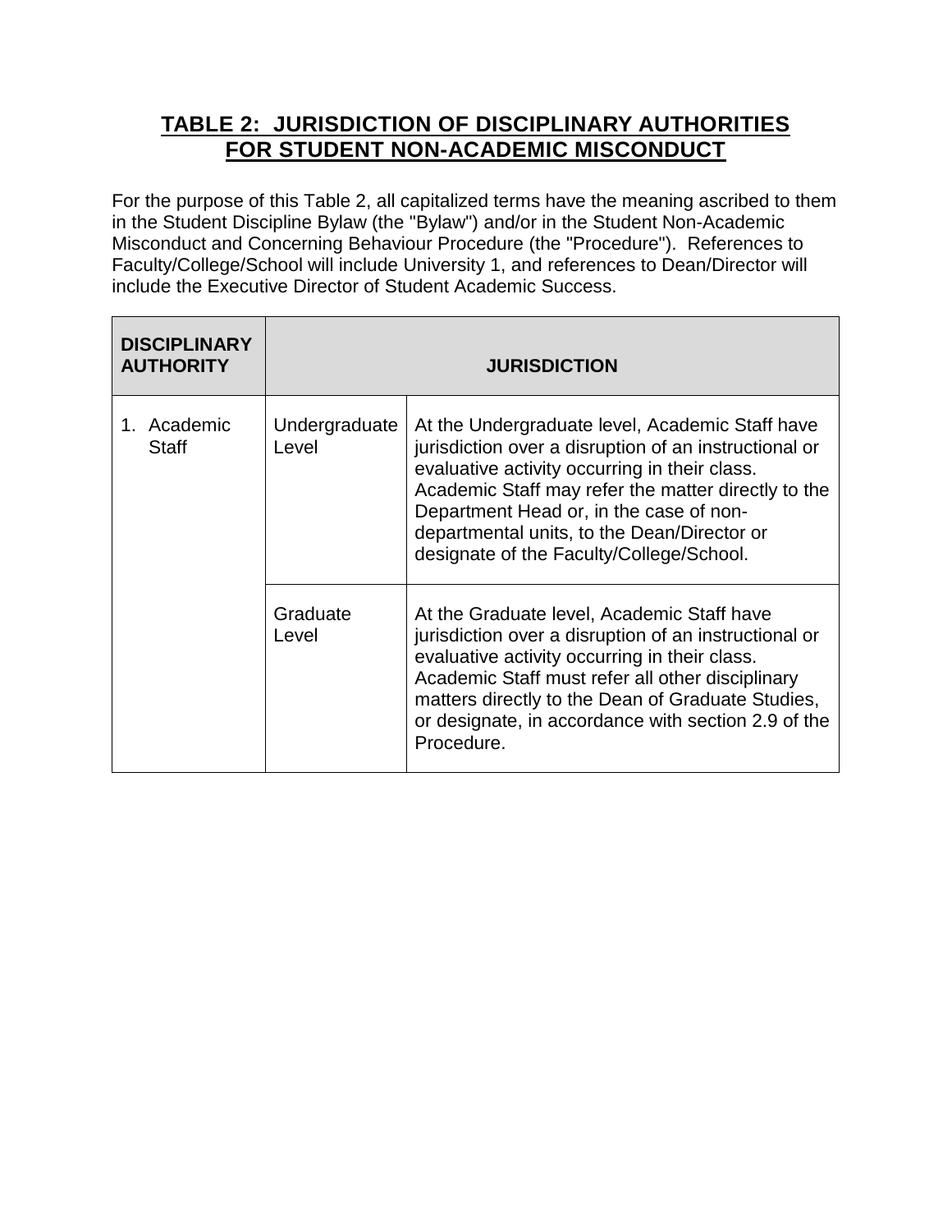## TABLE 2: JURISDICTION OF DISCIPLINARY AUTHORITIES FOR STUDENT NON-ACADEMIC MISCONDUCT

For the purpose of this Table 2, all capitalized terms have the meaning ascribed to them in the Student Discipline Bylaw (the "Bylaw") and/or in the Student Non-Academic Misconduct and Concerning Behaviour Procedure (the "Procedure"). References to Faculty/College/School will include University 1, and references to Dean/Director will include the Executive Director of Student Academic Success.

| DISCIPLINARY AUTHORITY | JURISDICTION | |
|---|---|---|
| 1. Academic Staff | Undergraduate Level | At the Undergraduate level, Academic Staff have jurisdiction over a disruption of an instructional or evaluative activity occurring in their class. Academic Staff may refer the matter directly to the Department Head or, in the case of non-departmental units, to the Dean/Director or designate of the Faculty/College/School. |
| | Graduate Level | At the Graduate level, Academic Staff have jurisdiction over a disruption of an instructional or evaluative activity occurring in their class. Academic Staff must refer all other disciplinary matters directly to the Dean of Graduate Studies, or designate, in accordance with section 2.9 of the Procedure. |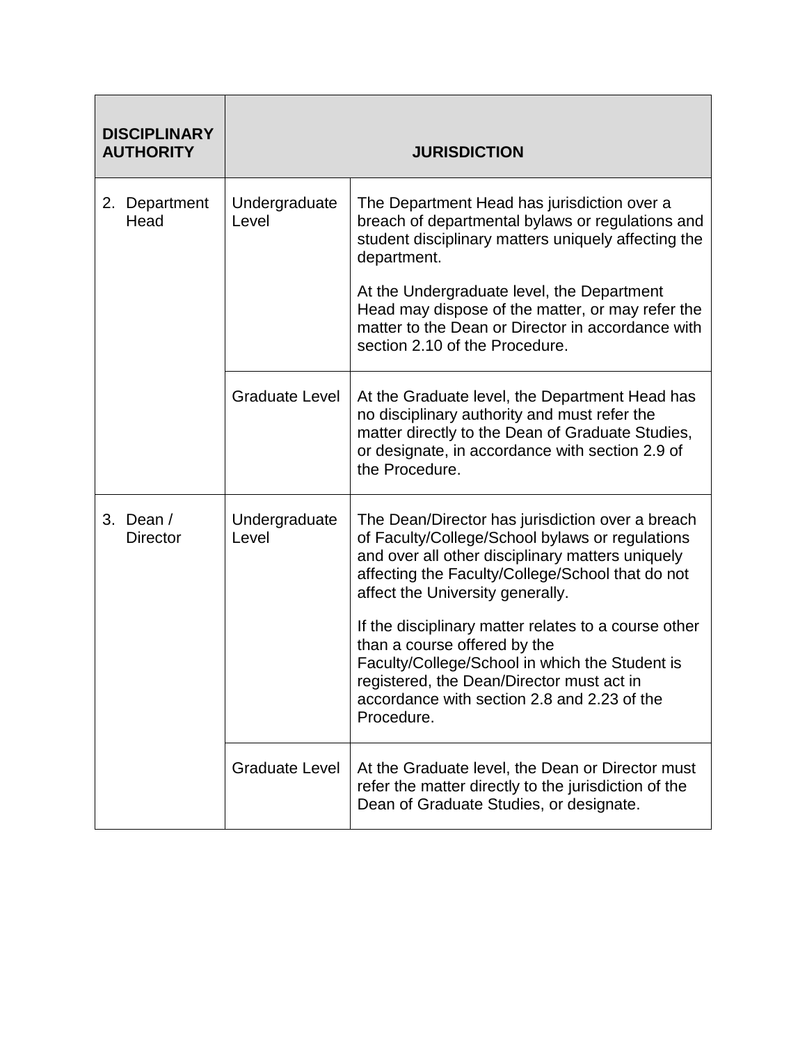| DISCIPLINARY AUTHORITY | JURISDICTION | |
|---|---|---|
| 2. Department Head | Undergraduate Level | The Department Head has jurisdiction over a breach of departmental bylaws or regulations and student disciplinary matters uniquely affecting the department.<br><br>At the Undergraduate level, the Department Head may dispose of the matter, or may refer the matter to the Dean or Director in accordance with section 2.10 of the Procedure. |
| | Graduate Level | At the Graduate level, the Department Head has no disciplinary authority and must refer the matter directly to the Dean of Graduate Studies, or designate, in accordance with section 2.9 of the Procedure. |
| 3. Dean / Director | Undergraduate Level | The Dean/Director has jurisdiction over a breach of Faculty/College/School bylaws or regulations and over all other disciplinary matters uniquely affecting the Faculty/College/School that do not affect the University generally.<br><br>If the disciplinary matter relates to a course other than a course offered by the Faculty/College/School in which the Student is registered, the Dean/Director must act in accordance with section 2.8 and 2.23 of the Procedure. |
| | Graduate Level | At the Graduate level, the Dean or Director must refer the matter directly to the jurisdiction of the Dean of Graduate Studies, or designate. |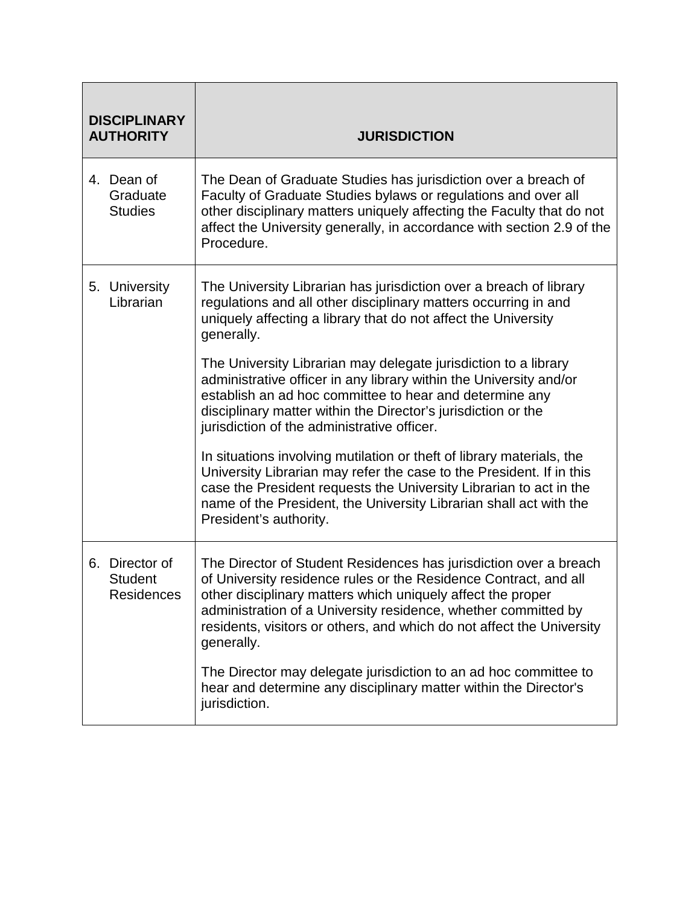| DISCIPLINARY AUTHORITY | JURISDICTION |
|---|---|
| 4. Dean of Graduate Studies | The Dean of Graduate Studies has jurisdiction over a breach of Faculty of Graduate Studies bylaws or regulations and over all other disciplinary matters uniquely affecting the Faculty that do not affect the University generally, in accordance with section 2.9 of the Procedure. |
| 5. University Librarian | The University Librarian has jurisdiction over a breach of library regulations and all other disciplinary matters occurring in and uniquely affecting a library that do not affect the University generally.<br><br>The University Librarian may delegate jurisdiction to a library administrative officer in any library within the University and/or establish an ad hoc committee to hear and determine any disciplinary matter within the Director's jurisdiction or the jurisdiction of the administrative officer.<br><br>In situations involving mutilation or theft of library materials, the University Librarian may refer the case to the President. If in this case the President requests the University Librarian to act in the name of the President, the University Librarian shall act with the President's authority. |
| 6. Director of Student Residences | The Director of Student Residences has jurisdiction over a breach of University residence rules or the Residence Contract, and all other disciplinary matters which uniquely affect the proper administration of a University residence, whether committed by residents, visitors or others, and which do not affect the University generally.<br><br>The Director may delegate jurisdiction to an ad hoc committee to hear and determine any disciplinary matter within the Director's jurisdiction. |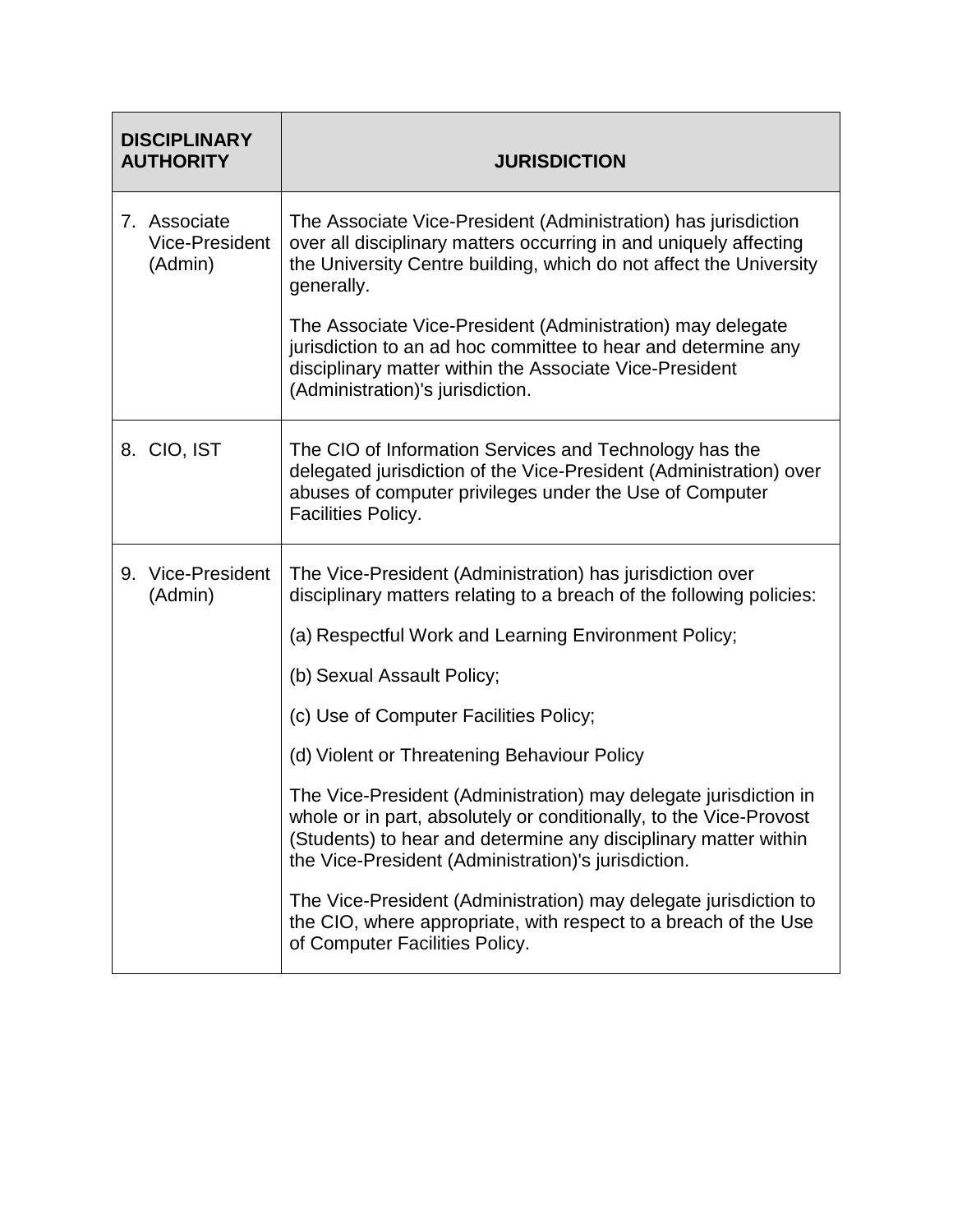| DISCIPLINARY AUTHORITY | JURISDICTION |
|---|---|
| 7. Associate Vice-President (Admin) | The Associate Vice-President (Administration) has jurisdiction over all disciplinary matters occurring in and uniquely affecting the University Centre building, which do not affect the University generally.<br><br>The Associate Vice-President (Administration) may delegate jurisdiction to an ad hoc committee to hear and determine any disciplinary matter within the Associate Vice-President (Administration)'s jurisdiction. |
| 8. CIO, IST | The CIO of Information Services and Technology has the delegated jurisdiction of the Vice-President (Administration) over abuses of computer privileges under the Use of Computer Facilities Policy. |
| 9. Vice-President (Admin) | The Vice-President (Administration) has jurisdiction over disciplinary matters relating to a breach of the following policies:<br><br>(a) Respectful Work and Learning Environment Policy;<br><br>(b) Sexual Assault Policy;<br><br>(c) Use of Computer Facilities Policy;<br><br>(d) Violent or Threatening Behaviour Policy<br><br>The Vice-President (Administration) may delegate jurisdiction in whole or in part, absolutely or conditionally, to the Vice-Provost (Students) to hear and determine any disciplinary matter within the Vice-President (Administration)'s jurisdiction.<br><br>The Vice-President (Administration) may delegate jurisdiction to the CIO, where appropriate, with respect to a breach of the Use of Computer Facilities Policy. |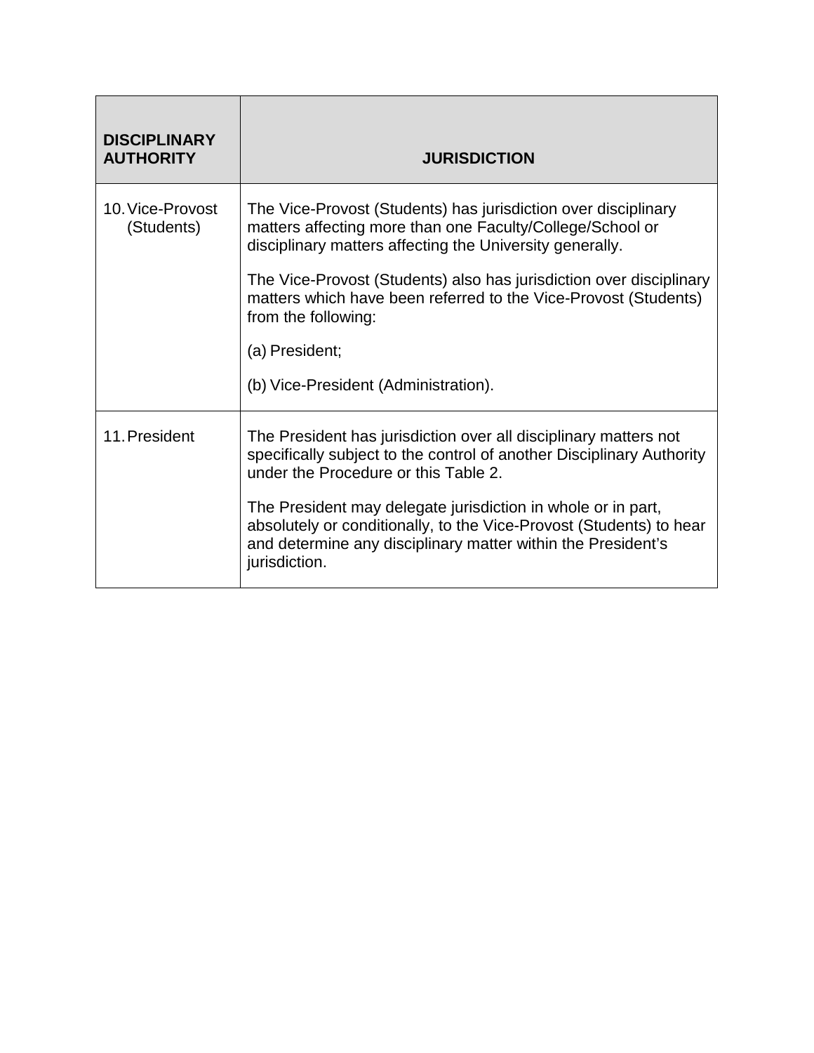| DISCIPLINARY AUTHORITY | JURISDICTION |
|---|---|
| 10. Vice-Provost (Students) | The Vice-Provost (Students) has jurisdiction over disciplinary matters affecting more than one Faculty/College/School or disciplinary matters affecting the University generally.<br><br>The Vice-Provost (Students) also has jurisdiction over disciplinary matters which have been referred to the Vice-Provost (Students) from the following:<br><br>(a) President;<br><br>(b) Vice-President (Administration). |
| 11. President | The President has jurisdiction over all disciplinary matters not specifically subject to the control of another Disciplinary Authority under the Procedure or this Table 2.<br><br>The President may delegate jurisdiction in whole or in part, absolutely or conditionally, to the Vice-Provost (Students) to hear and determine any disciplinary matter within the President's jurisdiction. |